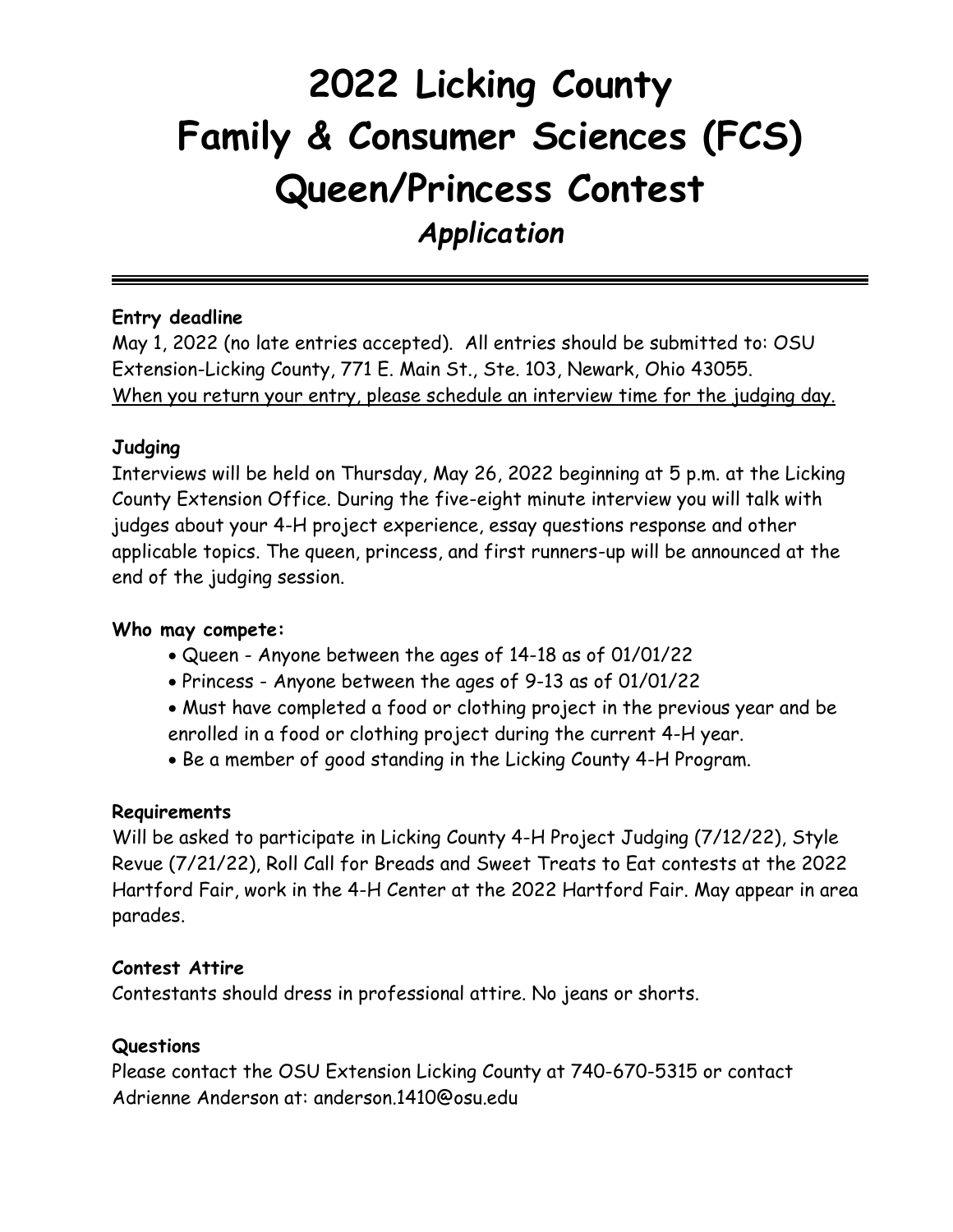# 2022 Licking County Family & Consumer Sciences (FCS) Queen/Princess Contest

## *Application*

---

**Entry deadline**

May 1, 2022 (no late entries accepted). All entries should be submitted to: OSU Extension-Licking County, 771 E. Main St., Ste. 103, Newark, Ohio 43055.
<u>When you return your entry, please schedule an interview time for the judging day.</u>

**Judging**

Interviews will be held on Thursday, May 26, 2022 beginning at 5 p.m. at the Licking County Extension Office. During the five-eight minute interview you will talk with judges about your 4-H project experience, essay questions response and other applicable topics. The queen, princess, and first runners-up will be announced at the end of the judging session.

**Who may compete:**

- Queen - Anyone between the ages of 14-18 as of 01/01/22
- Princess - Anyone between the ages of 9-13 as of 01/01/22
- Must have completed a food or clothing project in the previous year and be enrolled in a food or clothing project during the current 4-H year.
- Be a member of good standing in the Licking County 4-H Program.

**Requirements**

Will be asked to participate in Licking County 4-H Project Judging (7/12/22), Style Revue (7/21/22), Roll Call for Breads and Sweet Treats to Eat contests at the 2022 Hartford Fair, work in the 4-H Center at the 2022 Hartford Fair. May appear in area parades.

**Contest Attire**

Contestants should dress in professional attire. No jeans or shorts.

**Questions**

Please contact the OSU Extension Licking County at 740-670-5315 or contact Adrienne Anderson at: anderson.1410@osu.edu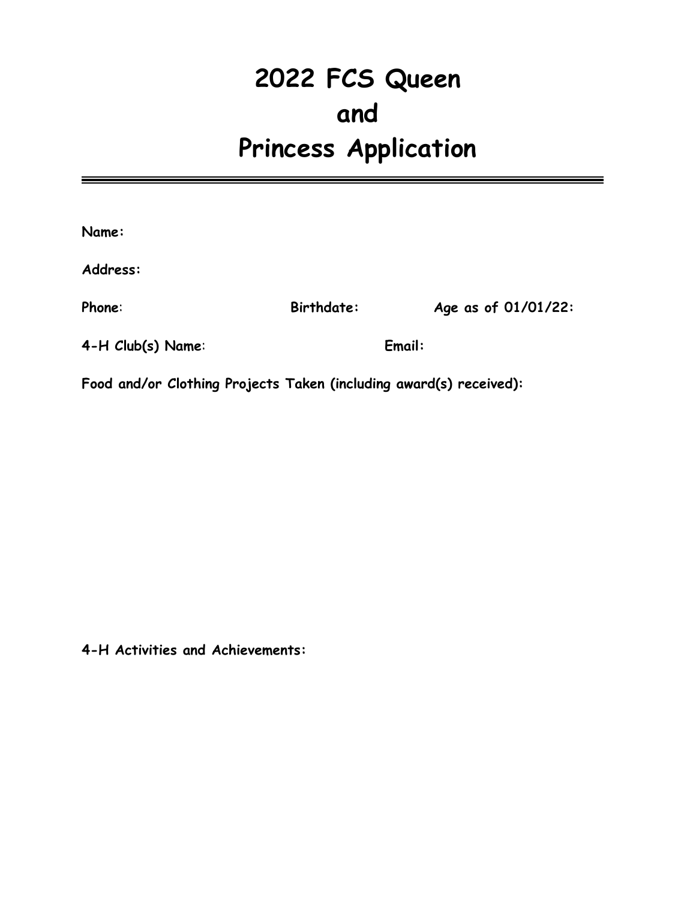# 2022 FCS Queen and Princess Application

---

**Name:**

**Address:**

**Phone**: **Birthdate:** **Age as of 01/01/22:**

**4-H Club(s) Name**: **Email:**

**Food and/or Clothing Projects Taken (including award(s) received):**

**4-H Activities and Achievements:**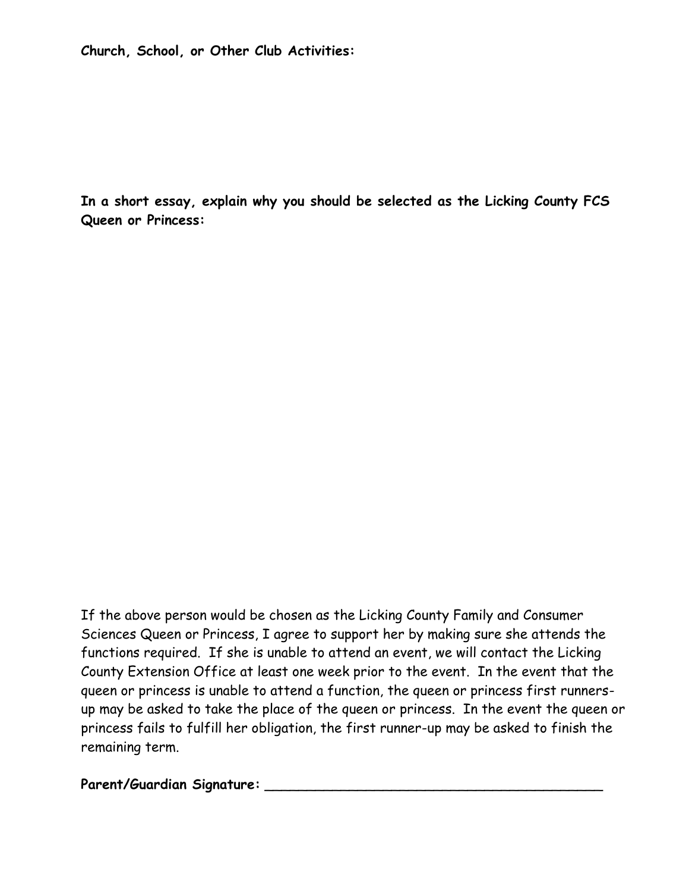**Church, School, or Other Club Activities:**

**In a short essay, explain why you should be selected as the Licking County FCS Queen or Princess:**

If the above person would be chosen as the Licking County Family and Consumer Sciences Queen or Princess, I agree to support her by making sure she attends the functions required. If she is unable to attend an event, we will contact the Licking County Extension Office at least one week prior to the event. In the event that the queen or princess is unable to attend a function, the queen or princess first runners-up may be asked to take the place of the queen or princess. In the event the queen or princess fails to fulfill her obligation, the first runner-up may be asked to finish the remaining term.

**Parent/Guardian Signature:** ___________________________________________